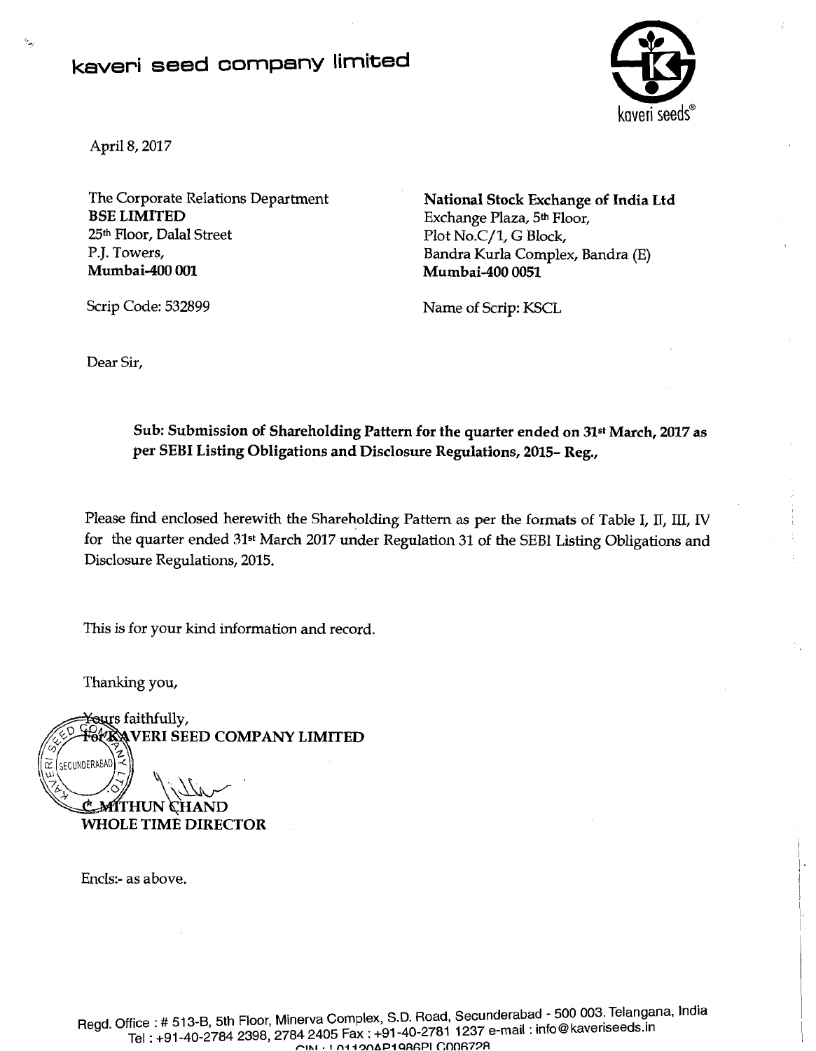# kaveri seed company limited

April 8, 2017

The Corporate Relations Department
**BSE LIMITED**
25th Floor, Dalal Street
P.J. Towers,
**Mumbai-400 001**

Scrip Code: 532899

**National Stock Exchange of India Ltd**
Exchange Plaza, 5th Floor,
Plot No.C/1, G Block,
Bandra Kurla Complex, Bandra (E)
**Mumbai-400 0051**

Name of Scrip: KSCL

Dear Sir,

**Sub: Submission of Shareholding Pattern for the quarter ended on 31st March, 2017 as per SEBI Listing Obligations and Disclosure Regulations, 2015- Reg.,**

Please find enclosed herewith the Shareholding Pattern as per the formats of Table I, II, III, IV for the quarter ended 31st March 2017 under Regulation 31 of the SEBI Listing Obligations and Disclosure Regulations, 2015.

This is for your kind information and record.

Thanking you,

Yours faithfully,
**For KAVERI SEED COMPANY LIMITED**

**C. MITHUN CHAND**
**WHOLE TIME DIRECTOR**

Encls:- as above.

Regd. Office : # 513-B, 5th Floor, Minerva Complex, S.D. Road, Secunderabad - 500 003. Telangana, India
Tel : +91-40-2784 2398, 2784 2405 Fax : +91-40-2781 1237 e-mail : info@kaveriseeds.in
CIN : L01120AP1986PLC006728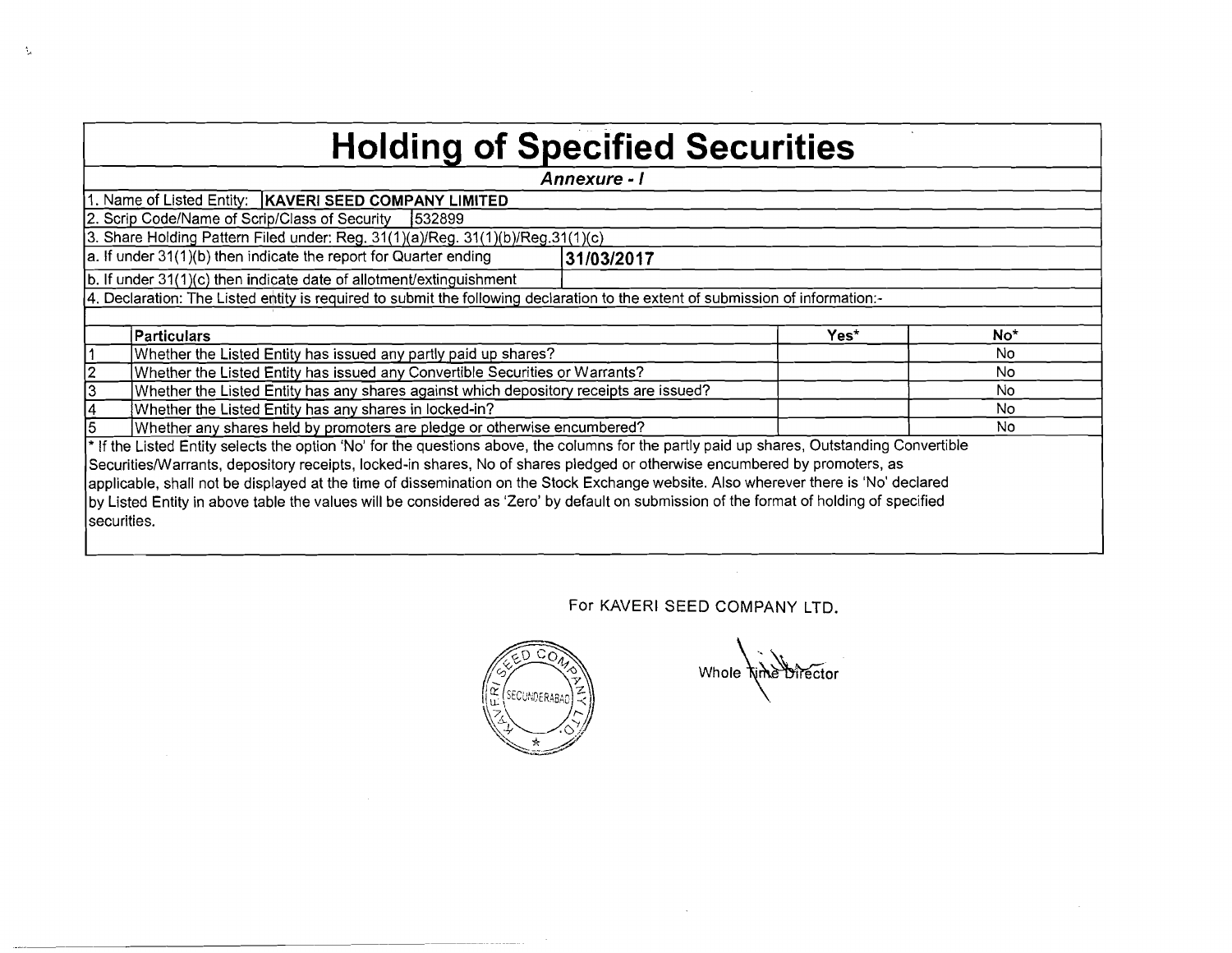# Holding of Specified Securities

***Annexure - I***

1. Name of Listed Entity: **KAVERI SEED COMPANY LIMITED**
2. Scrip Code/Name of Scrip/Class of Security 532899
3. Share Holding Pattern Filed under: Reg. 31(1)(a)/Reg. 31(1)(b)/Reg.31(1)(c)

a. If under 31(1)(b) then indicate the report for Quarter ending **31/03/2017**

b. If under 31(1)(c) then indicate date of allotment/extinguishment

4. Declaration: The Listed entity is required to submit the following declaration to the extent of submission of information:-

| | Particulars | Yes* | No* |
|---|---|---|---|
| 1 | Whether the Listed Entity has issued any partly paid up shares? | | No |
| 2 | Whether the Listed Entity has issued any Convertible Securities or Warrants? | | No |
| 3 | Whether the Listed Entity has any shares against which depository receipts are issued? | | No |
| 4 | Whether the Listed Entity has any shares in locked-in? | | No |
| 5 | Whether any shares held by promoters are pledge or otherwise encumbered? | | No |

* If the Listed Entity selects the option 'No' for the questions above, the columns for the partly paid up shares, Outstanding Convertible Securities/Warrants, depository receipts, locked-in shares, No of shares pledged or otherwise encumbered by promoters, as applicable, shall not be displayed at the time of dissemination on the Stock Exchange website. Also wherever there is 'No' declared by Listed Entity in above table the values will be considered as 'Zero' by default on submission of the format of holding of specified securities.

For KAVERI SEED COMPANY LTD.

Whole Time Director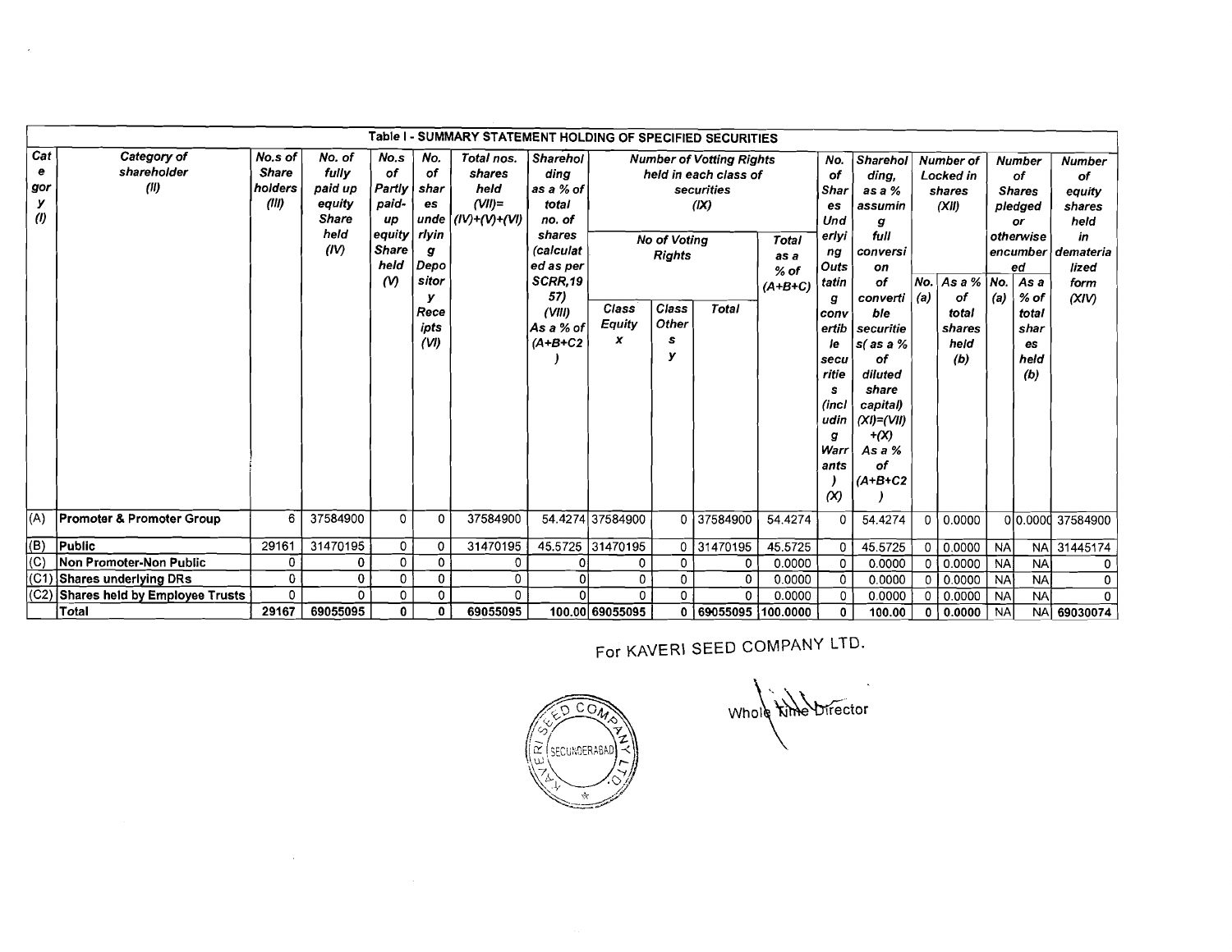## Table I - SUMMARY STATEMENT HOLDING OF SPECIFIED SECURITIES

| Category (I) | Category of shareholder (II) | No.s of Share holders (III) | No. of fully paid up equity Share held (IV) | No.s of Partly paid-up equity Share held (V) | No. of shares underlying Depository Receipts (VI) | Total nos. shares held (VII)= (IV)+(V)+(VI) | Shareholding as a % of total no. of shares (calculated as per SCRR,1957) (VIII) As a % of (A+B+C2) | Number of Votting Rights held in each class of securities (IX) | | | | No. of Shares Underlying Outstating convertible securities (including Warrants) (X) | Shareholding, as a % assuming full conversion of convertible securities( as a % of diluted share capital) (XI)=(VII)+(X) As a % of (A+B+C2) | Number of Locked in shares (XII) | | Number of Shares pledged or otherwise encumbered | | Number of equity shares held in dematerialized form (XIV) |
|---|---|---|---|---|---|---|---|---|---|---|---|---|---|---|---|---|---|---|
| | | | | | | | | No of Voting Rights | | | Total as a % of (A+B+C) | | | No. (a) | As a % of total shares held (b) | No. (a) | As a % of total shares held (b) | |
| | | | | | | | | Class Equity x | Class Others y | Total | | | | | | | | |
| (A) | Promoter & Promoter Group | 6 | 37584900 | 0 | 0 | 37584900 | 54.4274 | 37584900 | 0 | 37584900 | 54.4274 | 0 | 54.4274 | 0 | 0.0000 | 0 | 0.0000 | 37584900 |
| (B) | Public | 29161 | 31470195 | 0 | 0 | 31470195 | 45.5725 | 31470195 | 0 | 31470195 | 45.5725 | 0 | 45.5725 | 0 | 0.0000 | NA | NA | 31445174 |
| (C) | Non Promoter-Non Public | 0 | 0 | 0 | 0 | 0 | 0 | 0 | 0 | 0 | 0.0000 | 0 | 0.0000 | 0 | 0.0000 | NA | NA | 0 |
| (C1) | Shares underlying DRs | 0 | 0 | 0 | 0 | 0 | 0 | 0 | 0 | 0 | 0.0000 | 0 | 0.0000 | 0 | 0.0000 | NA | NA | 0 |
| (C2) | Shares held by Employee Trusts | 0 | 0 | 0 | 0 | 0 | 0 | 0 | 0 | 0 | 0.0000 | 0 | 0.0000 | 0 | 0.0000 | NA | NA | 0 |
| | Total | 29167 | 69055095 | 0 | 0 | 69055095 | 100.00 | 69055095 | 0 | 69055095 | 100.0000 | 0 | 100.00 | 0 | 0.0000 | NA | NA | 69030074 |

For KAVERI SEED COMPANY LTD.

Whole Time Director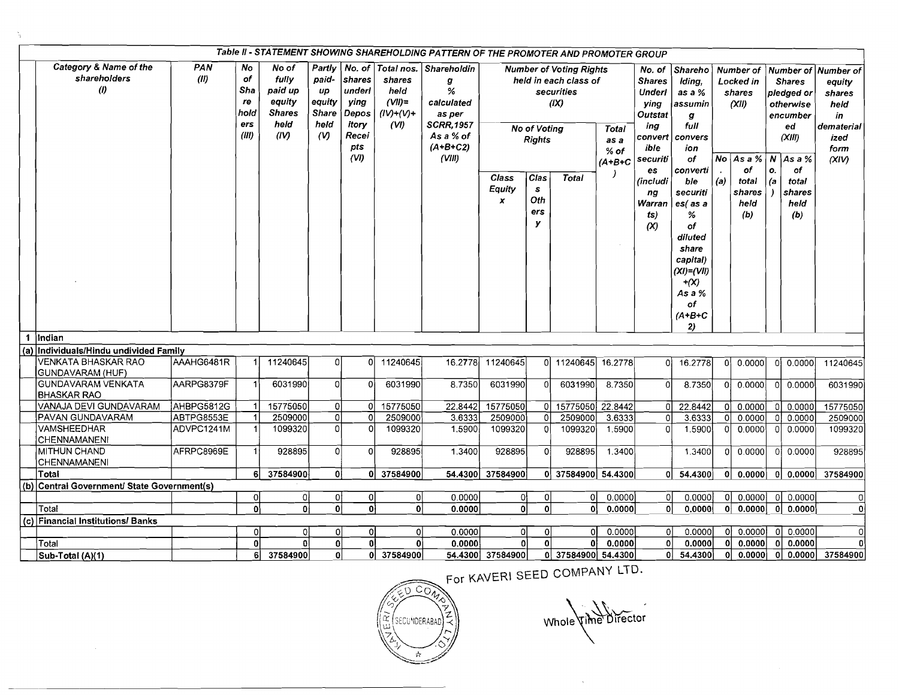## Table II - STATEMENT SHOWING SHAREHOLDING PATTERN OF THE PROMOTER AND PROMOTER GROUP

| | Category & Name of the shareholders (I) | PAN (II) | No of Share holders (III) | No of fully paid up equity Shares held (IV) | Partly paid-up equity Share held (V) | No. of shares underlying Depository Receipts (VI) | Total nos. shares held (VII)= (IV)+(V)+ (VI) | Shareholding % calculated as per SCRR,1957 As a % of (A+B+C2) (VIII) | Number of Voting Rights held in each class of securities (IX) | | | | No. of Shares Underlying Outstating convertible securities (including Warrants) (X) | Shareholding, as a % assuming full conversion of convertible securities( as a % of diluted share capital) (XI)=(VII)+(X) As a % of (A+B+C2) | Number of Locked in shares (XII) | | Number of Shares pledged or otherwise encumbered (XIII) | | Number of equity shares held in dematerialized form (XIV) |
|---|---|---|---|---|---|---|---|---|---|---|---|---|---|---|---|---|---|---|---|
| | | | | | | | | | No of Voting Rights | | | Total as a % of (A+B+C) | | | | | | | |
| | | | | | | | | | Class Equity x | Class Others y | Total | | | | No. (a) | As a % of total shares held (b) | No. (a) | As a % of total shares held (b) | |
| 1 | Indian | | | | | | | | | | | | | | | | | | |
| (a) | Individuals/Hindu undivided Family | | | | | | | | | | | | | | | | | | |
| | VENKATA BHASKAR RAO GUNDAVARAM (HUF) | AAAHG6481R | 1 | 11240645 | 0 | 0 | 11240645 | 16.2778 | 11240645 | 0 | 11240645 | 16.2778 | 0 | 16.2778 | 0 | 0.0000 | 0 | 0.0000 | 11240645 |
| | GUNDAVARAM VENKATA BHASKAR RAO | AARPG8379F | 1 | 6031990 | 0 | 0 | 6031990 | 8.7350 | 6031990 | 0 | 6031990 | 8.7350 | 0 | 8.7350 | 0 | 0.0000 | 0 | 0.0000 | 6031990 |
| | VANAJA DEVI GUNDAVARAM | AHBPG5812G | 1 | 15775050 | 0 | 0 | 15775050 | 22.8442 | 15775050 | 0 | 15775050 | 22.8442 | 0 | 22.8442 | 0 | 0.0000 | 0 | 0.0000 | 15775050 |
| | PAVAN GUNDAVARAM | ABTPG8553E | 1 | 2509000 | 0 | 0 | 2509000 | 3.6333 | 2509000 | 0 | 2509000 | 3.6333 | 0 | 3.6333 | 0 | 0.0000 | 0 | 0.0000 | 2509000 |
| | VAMSHEEDHAR CHENNAMANENI | ADVPC1241M | 1 | 1099320 | 0 | 0 | 1099320 | 1.5900 | 1099320 | 0 | 1099320 | 1.5900 | 0 | 1.5900 | 0 | 0.0000 | 0 | 0.0000 | 1099320 |
| | MITHUN CHAND CHENNAMANENI | AFRPC8969E | 1 | 928895 | 0 | 0 | 928895 | 1.3400 | 928895 | 0 | 928895 | 1.3400 | | 1.3400 | 0 | 0.0000 | 0 | 0.0000 | 928895 |
| | **Total** | | **6** | **37584900** | **0** | **0** | **37584900** | **54.4300** | **37584900** | **0** | **37584900** | **54.4300** | **0** | **54.4300** | **0** | **0.0000** | **0** | **0.0000** | **37584900** |
| (b) | Central Government/ State Government(s) | | | | | | | | | | | | | | | | | | |
| | | | 0 | 0 | 0 | 0 | 0 | 0.0000 | 0 | 0 | 0 | 0.0000 | 0 | 0.0000 | 0 | 0.0000 | 0 | 0.0000 | 0 |
| | Total | | **0** | **0** | **0** | **0** | **0** | **0.0000** | **0** | **0** | **0** | **0.0000** | **0** | **0.0000** | **0** | **0.0000** | **0** | **0.0000** | **0** |
| (c) | Financial Institutions/ Banks | | | | | | | | | | | | | | | | | | |
| | | | 0 | 0 | 0 | 0 | 0 | 0.0000 | 0 | 0 | 0 | 0.0000 | 0 | 0.0000 | 0 | 0.0000 | 0 | 0.0000 | 0 |
| | Total | | **0** | **0** | **0** | **0** | **0** | **0.0000** | **0** | **0** | **0** | **0.0000** | **0** | **0.0000** | **0** | **0.0000** | **0** | **0.0000** | **0** |
| | Sub-Total (A)(1) | | **6** | **37584900** | **0** | **0** | **37584900** | **54.4300** | **37584900** | **0** | **37584900** | **54.4300** | **0** | **54.4300** | **0** | **0.0000** | **0** | **0.0000** | **37584900** |

For KAVERI SEED COMPANY LTD.

Whole Time Director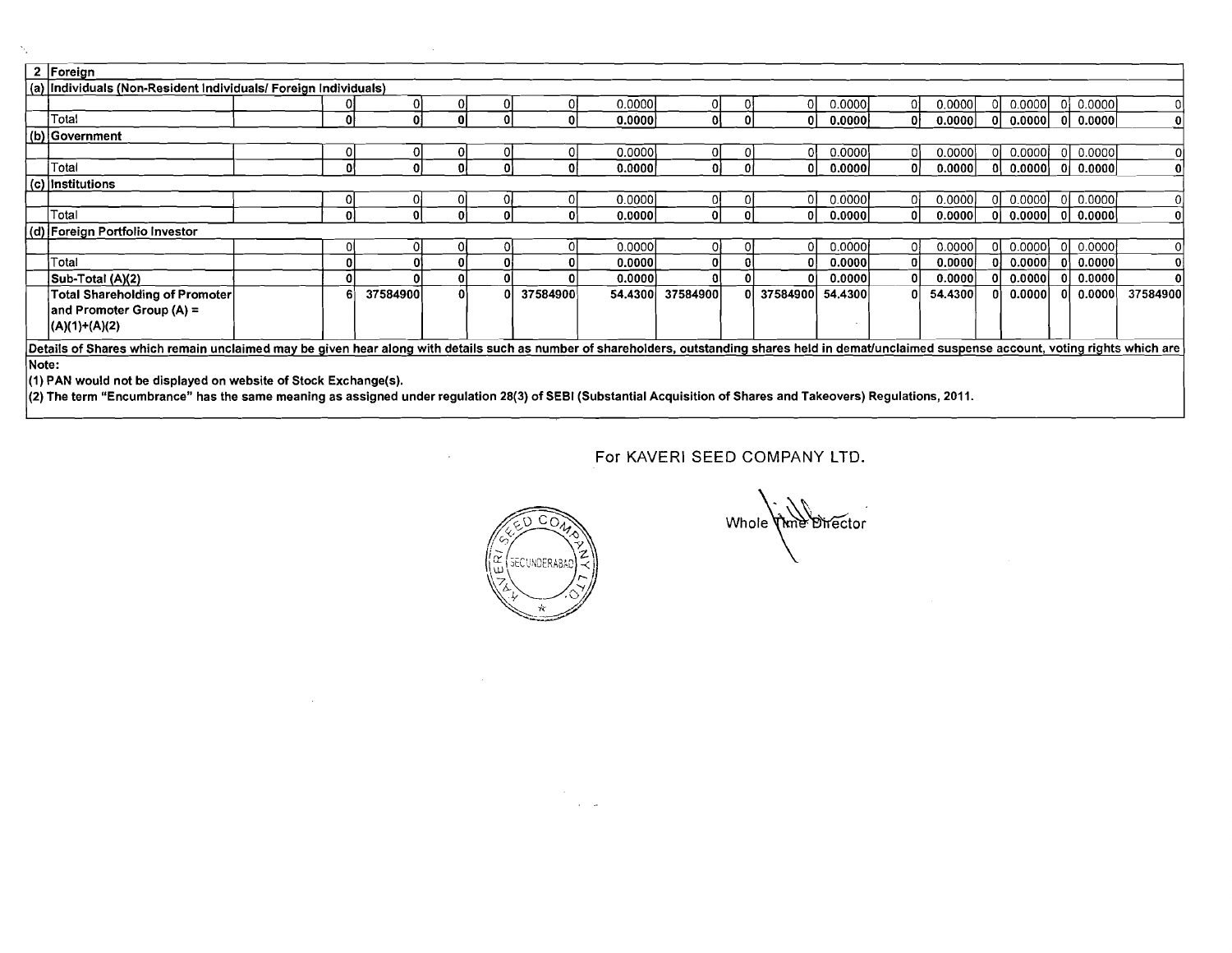| 2 | Foreign | | | | | | | | | | | | | | | | | | | | |
|---|---|---|---|---|---|---|---|---|---|---|---|---|---|---|---|---|---|---|---|---|---|
| (a) | Individuals (Non-Resident Individuals/ Foreign Individuals) | | | | | | | | | | | | | | | | | | | | |
| | | | 0 | 0 | 0 | 0 | 0 | 0.0000 | 0 | 0 | 0 | 0.0000 | 0 | 0.0000 | 0 | 0.0000 | 0 | 0.0000 | 0 |
| | Total | | 0 | 0 | 0 | 0 | 0 | 0.0000 | 0 | 0 | 0 | 0.0000 | 0 | 0.0000 | 0 | 0.0000 | 0 | 0.0000 | 0 |
| (b) | Government | | | | | | | | | | | | | | | | | | |
| | | | 0 | 0 | 0 | 0 | 0 | 0.0000 | 0 | 0 | 0 | 0.0000 | 0 | 0.0000 | 0 | 0.0000 | 0 | 0.0000 | 0 |
| | Total | | 0 | 0 | 0 | 0 | 0 | 0.0000 | 0 | 0 | 0 | 0.0000 | 0 | 0.0000 | 0 | 0.0000 | 0 | 0.0000 | 0 |
| (c) | Institutions | | | | | | | | | | | | | | | | | | |
| | | | 0 | 0 | 0 | 0 | 0 | 0.0000 | 0 | 0 | 0 | 0.0000 | 0 | 0.0000 | 0 | 0.0000 | 0 | 0.0000 | 0 |
| | Total | | 0 | 0 | 0 | 0 | 0 | 0.0000 | 0 | 0 | 0 | 0.0000 | 0 | 0.0000 | 0 | 0.0000 | 0 | 0.0000 | 0 |
| (d) | Foreign Portfolio Investor | | | | | | | | | | | | | | | | | | |
| | | | 0 | 0 | 0 | 0 | 0 | 0.0000 | 0 | 0 | 0 | 0.0000 | 0 | 0.0000 | 0 | 0.0000 | 0 | 0.0000 | 0 |
| | Total | | 0 | 0 | 0 | 0 | 0 | 0.0000 | 0 | 0 | 0 | 0.0000 | 0 | 0.0000 | 0 | 0.0000 | 0 | 0.0000 | 0 |
| | Sub-Total (A)(2) | | 0 | 0 | 0 | 0 | 0 | 0.0000 | 0 | 0 | 0 | 0.0000 | 0 | 0.0000 | 0 | 0.0000 | 0 | 0.0000 | 0 |
| | Total Shareholding of Promoter and Promoter Group (A) = (A)(1)+(A)(2) | | 6 | 37584900 | 0 | 0 | 37584900 | 54.4300 | 37584900 | 0 | 37584900 | 54.4300 | 0 | 54.4300 | 0 | 0.0000 | 0 | 0.0000 | 37584900 |

Details of Shares which remain unclaimed may be given hear along with details such as number of shareholders, outstanding shares held in demat/unclaimed suspense account, voting rights which are

Note:

(1) PAN would not be displayed on website of Stock Exchange(s).

(2) The term "Encumbrance" has the same meaning as assigned under regulation 28(3) of SEBI (Substantial Acquisition of Shares and Takeovers) Regulations, 2011.

For KAVERI SEED COMPANY LTD.

Whole Time Director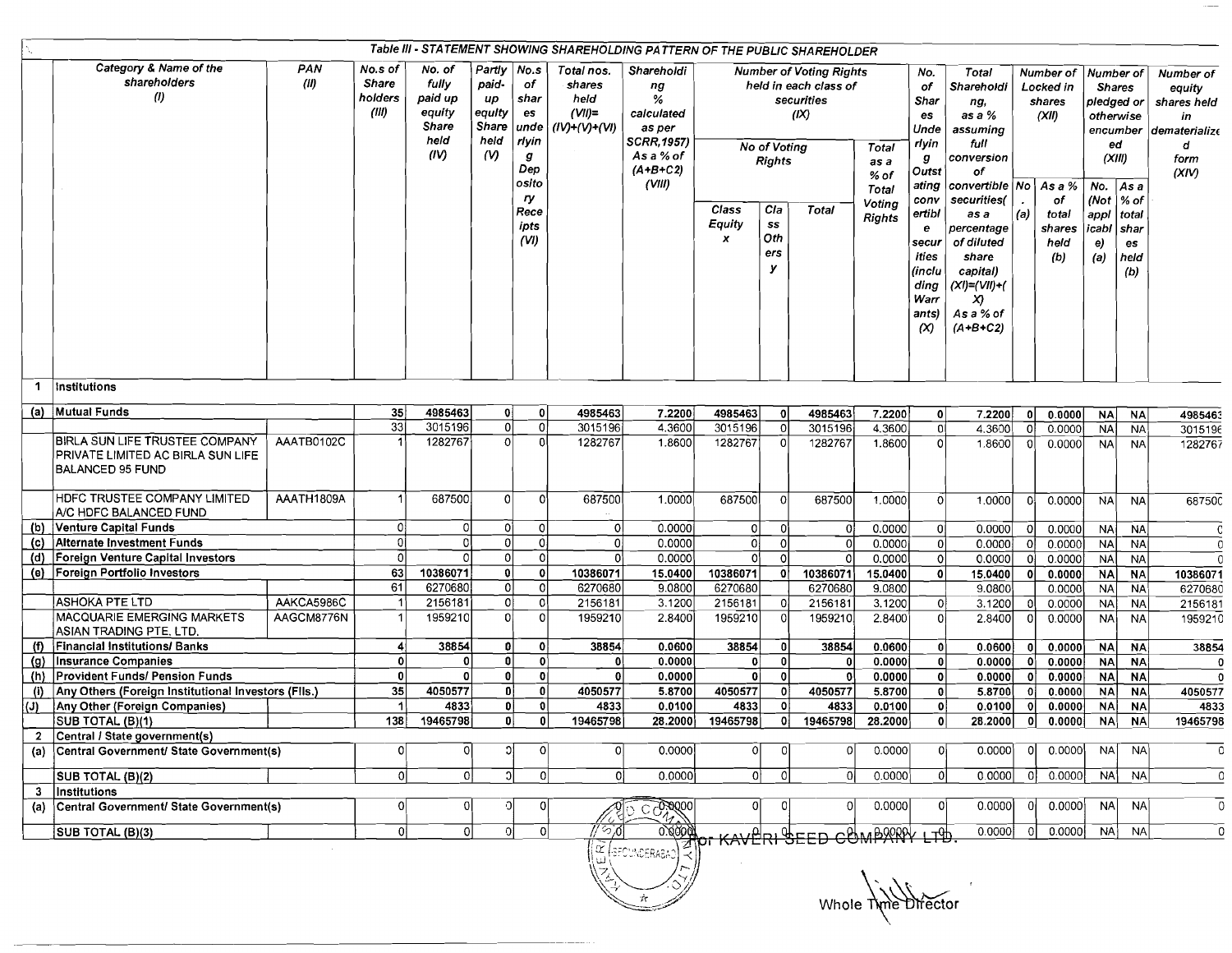### Table III - STATEMENT SHOWING SHAREHOLDING PATTERN OF THE PUBLIC SHAREHOLDER

| | Category & Name of the shareholders (I) | PAN (II) | No.s of Share holders (III) | No. of fully paid up equity Share held (IV) | Partly paid-up equity Share held (V) | No.s of shares underlying Depository Receipts (VI) | Total nos. shares held (VII)= (IV)+(V)+(VI) | Shareholding % calculated as per SCRR,1957) As a % of (A+B+C2) (VIII) | Number of Voting Rights held in each class of securities (IX) No of Voting Rights Class Equity x | Class Others y | Total | Total as a % of Total Voting Rights | No. of Shares Underlying Outstating convertible securities (including Warrants) (X) | Total Shareholding, as a % assuming full conversion of convertible securities( as a percentage of diluted share capital) (XI)=(VII)+(X) As a % of (A+B+C2) | Number of Locked in shares (XII) No. (a) | As a % of total shares held (b) | Number of Shares pledged or otherwise encumbered (XIII) No. (Not applicable) (a) | As a % of total shares held (b) | Number of equity shares held in dematerialized form (XIV) |
|---|---|---|---|---|---|---|---|---|---|---|---|---|---|---|---|---|---|---|---|
| 1 | Institutions | | | | | | | | | | | | | | | | | | |
| (a) | Mutual Funds | | 35 | 4985463 | 0 | 0 | 4985463 | 7.2200 | 4985463 | 0 | 4985463 | 7.2200 | 0 | 7.2200 | 0 | 0.0000 | NA | NA | 4985463 |
| | | | 33 | 3015196 | 0 | 0 | 3015196 | 4.3600 | 3015196 | 0 | 3015196 | 4.3600 | 0 | 4.3600 | 0 | 0.0000 | NA | NA | 3015196 |
| | BIRLA SUN LIFE TRUSTEE COMPANY PRIVATE LIMITED AC BIRLA SUN LIFE BALANCED 95 FUND | AAATB0102C | 1 | 1282767 | 0 | 0 | 1282767 | 1.8600 | 1282767 | 0 | 1282767 | 1.8600 | 0 | 1.8600 | 0 | 0.0000 | NA | NA | 1282767 |
| | HDFC TRUSTEE COMPANY LIMITED A/C HDFC BALANCED FUND | AAATH1809A | 1 | 687500 | 0 | 0 | 687500 | 1.0000 | 687500 | 0 | 687500 | 1.0000 | 0 | 1.0000 | 0 | 0.0000 | NA | NA | 687500 |
| (b) | Venture Capital Funds | | 0 | 0 | 0 | 0 | 0 | 0.0000 | 0 | 0 | 0 | 0.0000 | 0 | 0.0000 | 0 | 0.0000 | NA | NA | 0 |
| (c) | Alternate Investment Funds | | 0 | 0 | 0 | 0 | 0 | 0.0000 | 0 | 0 | 0 | 0.0000 | 0 | 0.0000 | 0 | 0.0000 | NA | NA | 0 |
| (d) | Foreign Venture Capital Investors | | 0 | 0 | 0 | 0 | 0 | 0.0000 | 0 | 0 | 0 | 0.0000 | 0 | 0.0000 | 0 | 0.0000 | NA | NA | 0 |
| (e) | Foreign Portfolio Investors | | 63 | 10386071 | 0 | 0 | 10386071 | 15.0400 | 10386071 | 0 | 10386071 | 15.0400 | 0 | 15.0400 | 0 | 0.0000 | NA | NA | 10386071 |
| | | | 61 | 6270680 | 0 | 0 | 6270680 | 9.0800 | 6270680 | | 6270680 | 9.0800 | | 9.0800 | | 0.0000 | NA | NA | 6270680 |
| | ASHOKA PTE LTD | AAKCA5986C | 1 | 2156181 | 0 | 0 | 2156181 | 3.1200 | 2156181 | 0 | 2156181 | 3.1200 | 0 | 3.1200 | 0 | 0.0000 | NA | NA | 2156181 |
| | MACQUARIE EMERGING MARKETS ASIAN TRADING PTE. LTD. | AAGCM8776N | 1 | 1959210 | 0 | 0 | 1959210 | 2.8400 | 1959210 | 0 | 1959210 | 2.8400 | 0 | 2.8400 | 0 | 0.0000 | NA | NA | 1959210 |
| (f) | Financial Institutions/ Banks | | 4 | 38854 | 0 | 0 | 38854 | 0.0600 | 38854 | 0 | 38854 | 0.0600 | 0 | 0.0600 | 0 | 0.0000 | NA | NA | 38854 |
| (g) | Insurance Companies | | 0 | 0 | 0 | 0 | 0 | 0.0000 | 0 | 0 | 0 | 0.0000 | 0 | 0.0000 | 0 | 0.0000 | NA | NA | 0 |
| (h) | Provident Funds/ Pension Funds | | 0 | 0 | 0 | 0 | 0 | 0.0000 | 0 | 0 | 0 | 0.0000 | 0 | 0.0000 | 0 | 0.0000 | NA | NA | 0 |
| (i) | Any Others (Foreign Institutional Investors (FIIs.) | | 35 | 4050577 | 0 | 0 | 4050577 | 5.8700 | 4050577 | 0 | 4050577 | 5.8700 | 0 | 5.8700 | 0 | 0.0000 | NA | NA | 4050577 |
| (J) | Any Other (Foreign Companies) | | 1 | 4833 | 0 | 0 | 4833 | 0.0100 | 4833 | 0 | 4833 | 0.0100 | 0 | 0.0100 | 0 | 0.0000 | NA | NA | 4833 |
| | SUB TOTAL (B)(1) | | 138 | 19465798 | 0 | 0 | 19465798 | 28.2000 | 19465798 | 0 | 19465798 | 28.2000 | 0 | 28.2000 | 0 | 0.0000 | NA | NA | 19465798 |
| 2 | Central / State government(s) | | | | | | | | | | | | | | | | | | |
| (a) | Central Government/ State Government(s) | | 0 | 0 | 0 | 0 | 0 | 0.0000 | 0 | 0 | 0 | 0.0000 | 0 | 0.0000 | 0 | 0.0000 | NA | NA | 0 |
| | SUB TOTAL (B)(2) | | 0 | 0 | 0 | 0 | 0 | 0.0000 | 0 | 0 | 0 | 0.0000 | 0 | 0.0000 | 0 | 0.0000 | NA | NA | 0 |
| 3 | Institutions | | | | | | | | | | | | | | | | | | |
| (a) | Central Government/ State Government(s) | | 0 | 0 | 0 | 0 | 0 | 0.0000 | 0 | 0 | 0 | 0.0000 | 0 | 0.0000 | 0 | 0.0000 | NA | NA | 0 |
| | SUB TOTAL (B)(3) | | 0 | 0 | 0 | 0 | 0 | 0.0000 | 0 | 0 | 0 | 0.0000 | 0 | 0.0000 | 0 | 0.0000 | NA | NA | 0 |

For KAVERI SEED COMPANY LTD.

Whole Time Director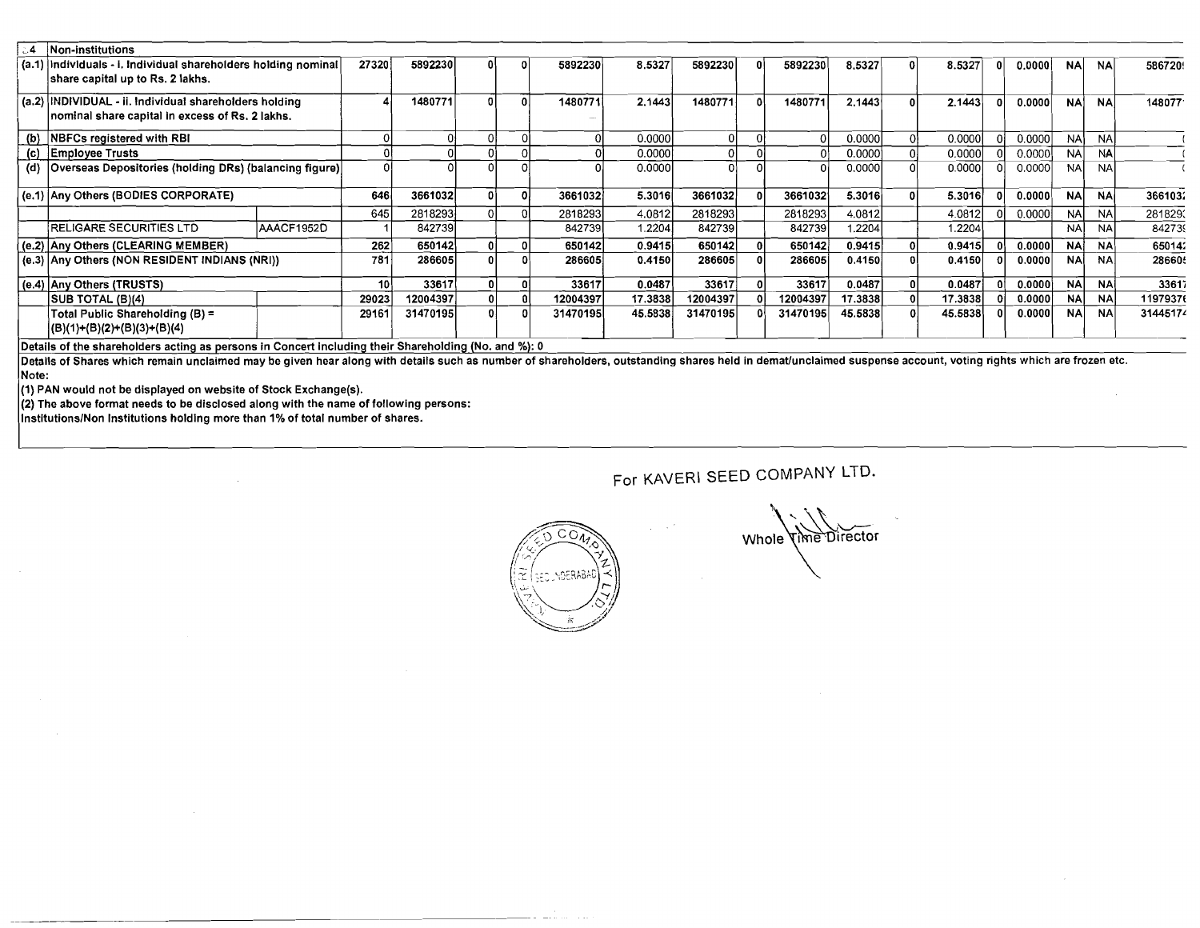| 4 | Non-institutions | | | | | | | | | | | | | | | | | | |
|---|---|---|---|---|---|---|---|---|---|---|---|---|---|---|---|---|---|---|---|
| (a.1) | Individuals - i. Individual shareholders holding nominal share capital up to Rs. 2 lakhs. | | 27320 | 5892230 | 0 | 0 | 5892230 | 8.5327 | 5892230 | 0 | 5892230 | 8.5327 | 0 | 8.5327 | 0 | 0.0000 | NA | NA | 586720 |
| (a.2) | INDIVIDUAL - ii. Individual shareholders holding nominal share capital in excess of Rs. 2 lakhs. | | 4 | 1480771 | 0 | 0 | 1480771 | 2.1443 | 1480771 | 0 | 1480771 | 2.1443 | 0 | 2.1443 | 0 | 0.0000 | NA | NA | 148077 |
| (b) | NBFCs registered with RBI | | 0 | 0 | 0 | 0 | 0 | 0.0000 | 0 | 0 | 0 | 0.0000 | 0 | 0.0000 | 0 | 0.0000 | NA | NA | |
| (c) | Employee Trusts | | 0 | 0 | 0 | 0 | 0 | 0.0000 | 0 | 0 | 0 | 0.0000 | 0 | 0.0000 | 0 | 0.0000 | NA | NA | |
| (d) | Overseas Depositories (holding DRs) (balancing figure) | | 0 | 0 | 0 | 0 | 0 | 0.0000 | 0 | 0 | 0 | 0.0000 | 0 | 0.0000 | 0 | 0.0000 | NA | NA | |
| (e.1) | Any Others (BODIES CORPORATE) | | 646 | 3661032 | 0 | 0 | 3661032 | 5.3016 | 3661032 | 0 | 3661032 | 5.3016 | 0 | 5.3016 | 0 | 0.0000 | NA | NA | 366103 |
| | | | 645 | 2818293 | 0 | 0 | 2818293 | 4.0812 | 2818293 | | 2818293 | 4.0812 | | 4.0812 | 0 | 0.0000 | NA | NA | 281829 |
| | RELIGARE SECURITIES LTD | AAACF1952D | 1 | 842739 | | | 842739 | 1.2204 | 842739 | | 842739 | 1.2204 | | 1.2204 | | | NA | NA | 84273 |
| (e.2) | Any Others (CLEARING MEMBER) | | 262 | 650142 | 0 | 0 | 650142 | 0.9415 | 650142 | 0 | 650142 | 0.9415 | 0 | 0.9415 | 0 | 0.0000 | NA | NA | 65014 |
| (e.3) | Any Others (NON RESIDENT INDIANS (NRI)) | | 781 | 286605 | 0 | 0 | 286605 | 0.4150 | 286605 | 0 | 286605 | 0.4150 | 0 | 0.4150 | 0 | 0.0000 | NA | NA | 28660 |
| (e.4) | Any Others (TRUSTS) | | 10 | 33617 | 0 | 0 | 33617 | 0.0487 | 33617 | 0 | 33617 | 0.0487 | 0 | 0.0487 | 0 | 0.0000 | NA | NA | 3361 |
| | SUB TOTAL (B)(4) | | 29023 | 12004397 | 0 | 0 | 12004397 | 17.3838 | 12004397 | 0 | 12004397 | 17.3838 | 0 | 17.3838 | 0 | 0.0000 | NA | NA | 1197937 |
| | Total Public Shareholding (B) = (B)(1)+(B)(2)+(B)(3)+(B)(4) | | 29161 | 31470195 | 0 | 0 | 31470195 | 45.5838 | 31470195 | 0 | 31470195 | 45.5838 | 0 | 45.5838 | 0 | 0.0000 | NA | NA | 3144517 |

Details of the shareholders acting as persons in Concert including their Shareholding (No. and %): 0

Details of Shares which remain unclaimed may be given hear along with details such as number of shareholders, outstanding shares held in demat/unclaimed suspense account, voting rights which are frozen etc.

Note:

(1) PAN would not be displayed on website of Stock Exchange(s).

(2) The above format needs to be disclosed along with the name of following persons:

Institutions/Non Institutions holding more than 1% of total number of shares.

For KAVERI SEED COMPANY LTD.

Whole Time Director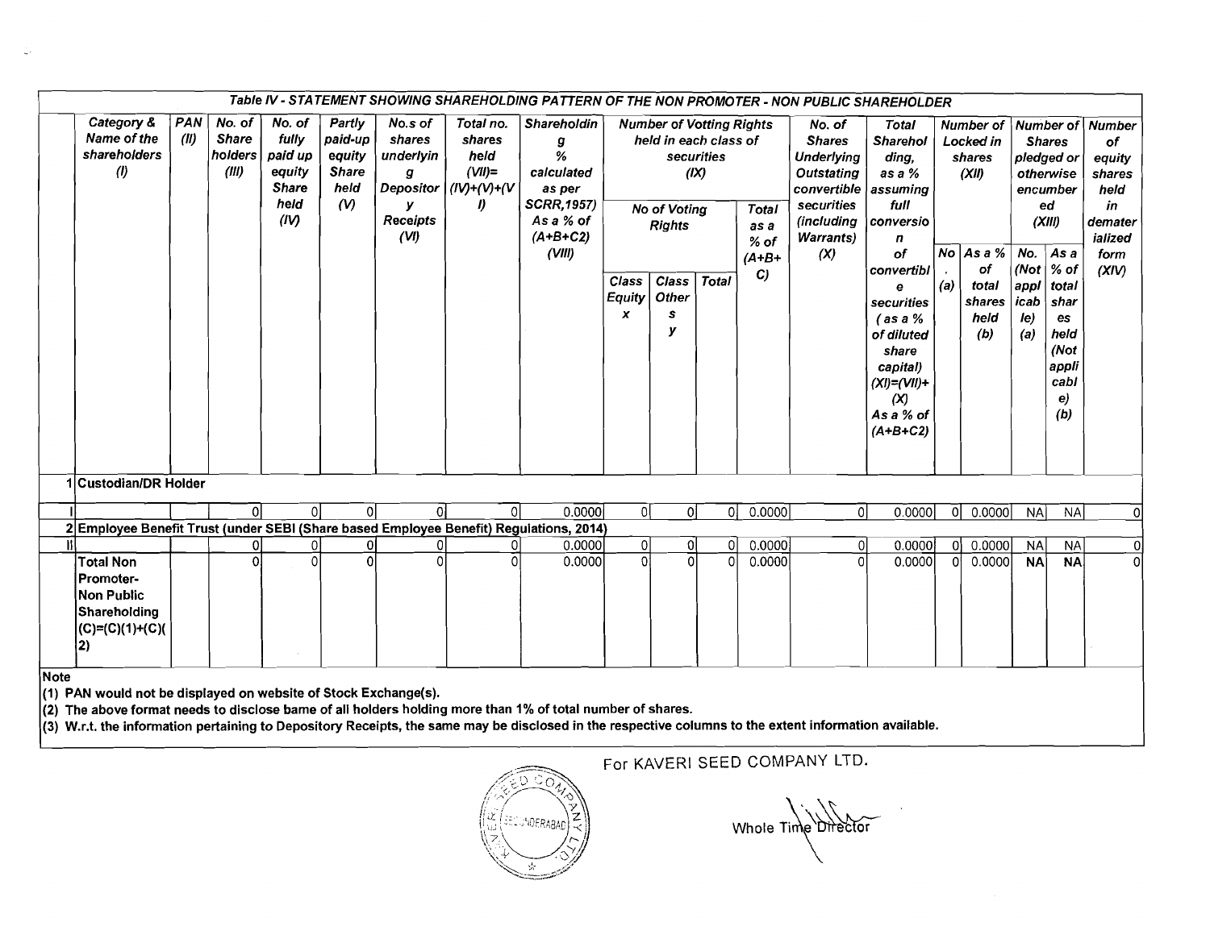## Table IV - STATEMENT SHOWING SHAREHOLDING PATTERN OF THE NON PROMOTER - NON PUBLIC SHAREHOLDER

| | Category & Name of the shareholders (I) | PAN (II) | No. of Share holders (III) | No. of fully paid up equity Share held (IV) | Partly paid-up equity Share held (V) | No.s of shares underlying Depository Receipts (VI) | Total no. shares held (VII)= (IV)+(V)+(VI) | Shareholding % calculated as per SCRR,1957) As a % of (A+B+C2) (VIII) | Number of Votting Rights held in each class of securities (IX) | | | | No. of Shares Underlying Outstating convertible securities (including Warrants) (X) | Total Shareholding, as a % assuming full conversion of convertible securities (as a % of diluted share capital) (XI)=(VII)+(X) As a % of (A+B+C2) | Number of Locked in shares (XII) | | Number of Shares pledged or otherwise encumbered (XIII) | | Number of equity shares held in dematerialized form (XIV) |
|---|---|---|---|---|---|---|---|---|---|---|---|---|---|---|---|---|---|---|---|
| | | | | | | | | | No of Voting Rights | | | Total as a % of (A+B+C) | | | No. (a) | As a % of total shares held (b) | No. (Not applicable) (a) | As a % of total shares held (Not applicable) (b) | |
| | | | | | | | | | Class Equity x | Class Others y | Total | | | | | | | | |
| 1 | Custodian/DR Holder | | | | | | | | | | | | | | | | | | |
| I | | | 0 | 0 | 0 | 0 | 0 | 0.0000 | 0 | 0 | 0 | 0.0000 | 0 | 0.0000 | 0 | 0.0000 | NA | NA | 0 |
| 2 | Employee Benefit Trust (under SEBI (Share based Employee Benefit) Regulations, 2014) | | | | | | | | | | | | | | | | | | |
| II | | | 0 | 0 | 0 | 0 | 0 | 0.0000 | 0 | 0 | 0 | 0.0000 | 0 | 0.0000 | 0 | 0.0000 | NA | NA | 0 |
| | **Total Non Promoter-Non Public Shareholding (C)=(C)(1)+(C)(2)** | | 0 | 0 | 0 | 0 | 0 | 0.0000 | 0 | 0 | 0 | 0.0000 | 0 | 0.0000 | 0 | 0.0000 | **NA** | **NA** | 0 |

**Note**

(1) PAN would not be displayed on website of Stock Exchange(s).

(2) The above format needs to disclose bame of all holders holding more than 1% of total number of shares.

(3) W.r.t. the information pertaining to Depository Receipts, the same may be disclosed in the respective columns to the extent information available.

For KAVERI SEED COMPANY LTD.

Whole Time Director